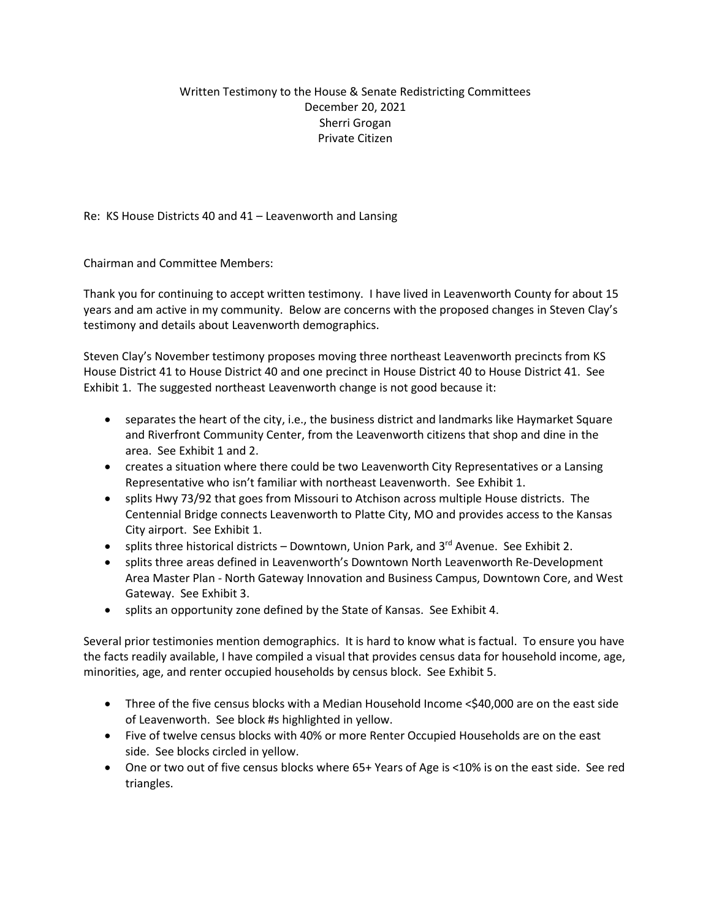Written Testimony to the House & Senate Redistricting Committees
December 20, 2021
Sherri Grogan
Private Citizen

Re: KS House Districts 40 and 41 – Leavenworth and Lansing

Chairman and Committee Members:

Thank you for continuing to accept written testimony. I have lived in Leavenworth County for about 15 years and am active in my community. Below are concerns with the proposed changes in Steven Clay's testimony and details about Leavenworth demographics.

Steven Clay's November testimony proposes moving three northeast Leavenworth precincts from KS House District 41 to House District 40 and one precinct in House District 40 to House District 41. See Exhibit 1. The suggested northeast Leavenworth change is not good because it:

- separates the heart of the city, i.e., the business district and landmarks like Haymarket Square and Riverfront Community Center, from the Leavenworth citizens that shop and dine in the area. See Exhibit 1 and 2.
- creates a situation where there could be two Leavenworth City Representatives or a Lansing Representative who isn't familiar with northeast Leavenworth. See Exhibit 1.
- splits Hwy 73/92 that goes from Missouri to Atchison across multiple House districts. The Centennial Bridge connects Leavenworth to Platte City, MO and provides access to the Kansas City airport. See Exhibit 1.
- splits three historical districts – Downtown, Union Park, and 3rd Avenue. See Exhibit 2.
- splits three areas defined in Leavenworth's Downtown North Leavenworth Re-Development Area Master Plan - North Gateway Innovation and Business Campus, Downtown Core, and West Gateway. See Exhibit 3.
- splits an opportunity zone defined by the State of Kansas. See Exhibit 4.

Several prior testimonies mention demographics. It is hard to know what is factual. To ensure you have the facts readily available, I have compiled a visual that provides census data for household income, age, minorities, age, and renter occupied households by census block. See Exhibit 5.

- Three of the five census blocks with a Median Household Income <$40,000 are on the east side of Leavenworth. See block #s highlighted in yellow.
- Five of twelve census blocks with 40% or more Renter Occupied Households are on the east side. See blocks circled in yellow.
- One or two out of five census blocks where 65+ Years of Age is <10% is on the east side. See red triangles.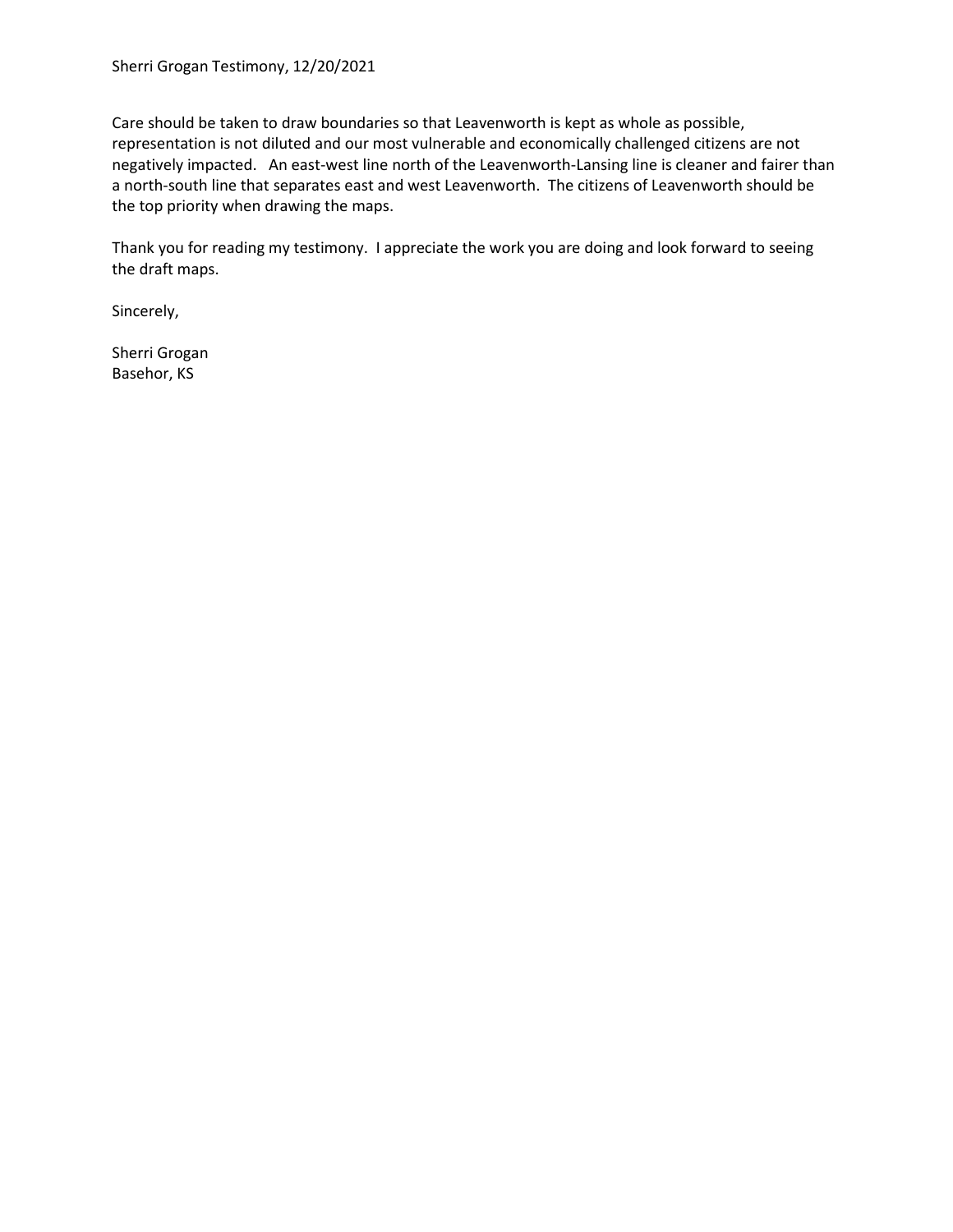Sherri Grogan Testimony, 12/20/2021

Care should be taken to draw boundaries so that Leavenworth is kept as whole as possible, representation is not diluted and our most vulnerable and economically challenged citizens are not negatively impacted. An east-west line north of the Leavenworth-Lansing line is cleaner and fairer than a north-south line that separates east and west Leavenworth. The citizens of Leavenworth should be the top priority when drawing the maps.

Thank you for reading my testimony. I appreciate the work you are doing and look forward to seeing the draft maps.

Sincerely,

Sherri Grogan
Basehor, KS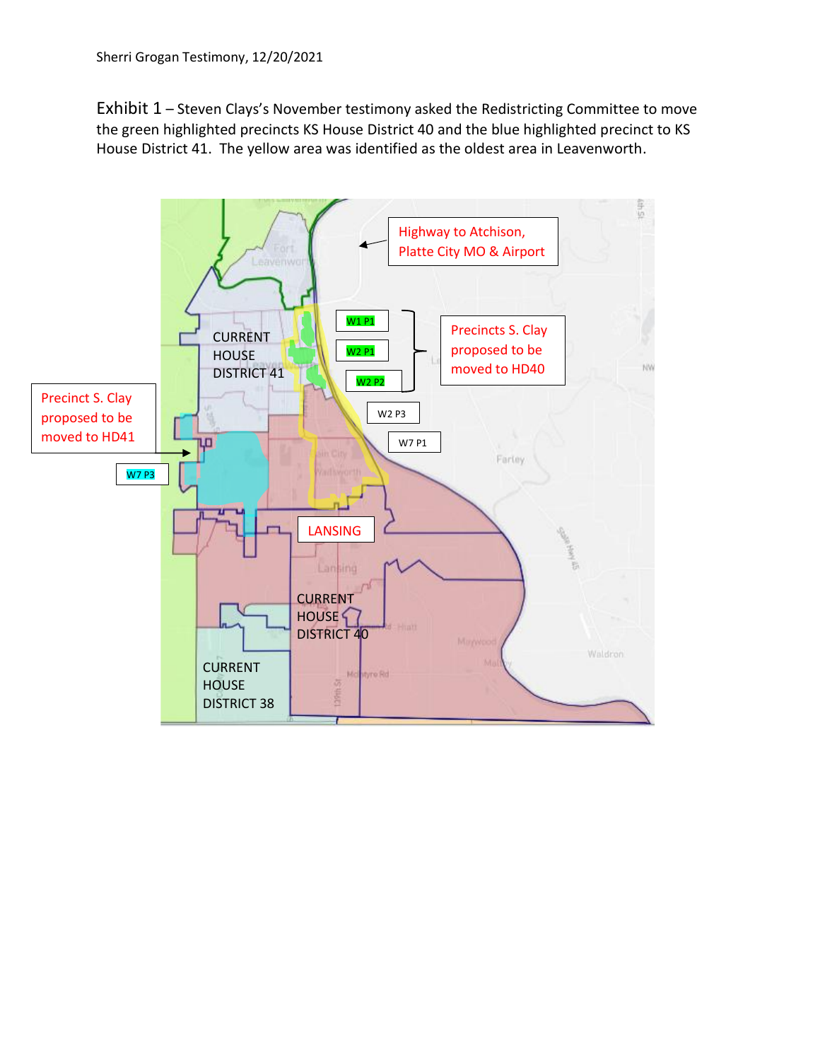Exhibit 1 – Steven Clays's November testimony asked the Redistricting Committee to move the green highlighted precincts KS House District 40 and the blue highlighted precinct to KS House District 41. The yellow area was identified as the oldest area in Leavenworth.

Highway to Atchison, Platte City MO & Airport

W1 P1

W2 P1

W2 P2

Precincts S. Clay proposed to be moved to HD40

W2 P3

W7 P1

CURRENT HOUSE DISTRICT 41

Precinct S. Clay proposed to be moved to HD41

W7 P3

LANSING

CURRENT HOUSE DISTRICT 40

CURRENT HOUSE DISTRICT 38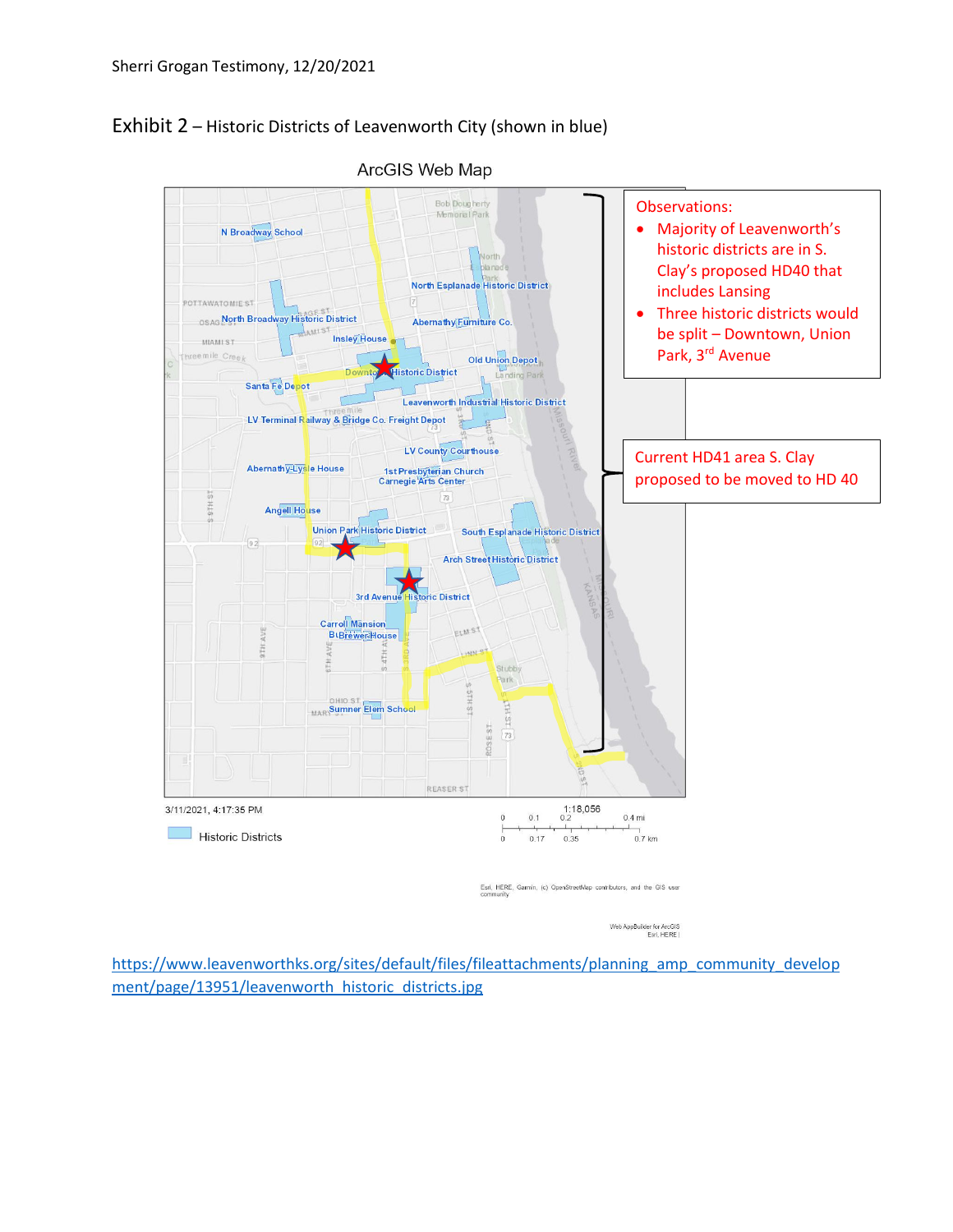Sherri Grogan Testimony, 12/20/2021

## Exhibit 2 – Historic Districts of Leavenworth City (shown in blue)

ArcGIS Web Map

Observations:

- Majority of Leavenworth's historic districts are in S. Clay's proposed HD40 that includes Lansing
- Three historic districts would be split – Downtown, Union Park, 3rd Avenue

Current HD41 area S. Clay proposed to be moved to HD 40

3/11/2021, 4:17:35 PM

Historic Districts

1:18,056

Esri, HERE, Garmin, (c) OpenStreetMap contributors, and the GIS user community

Web AppBuilder for ArcGIS
Esri, HERE |

https://www.leavenworthks.org/sites/default/files/fileattachments/planning_amp_community_development/page/13951/leavenworth_historic_districts.jpg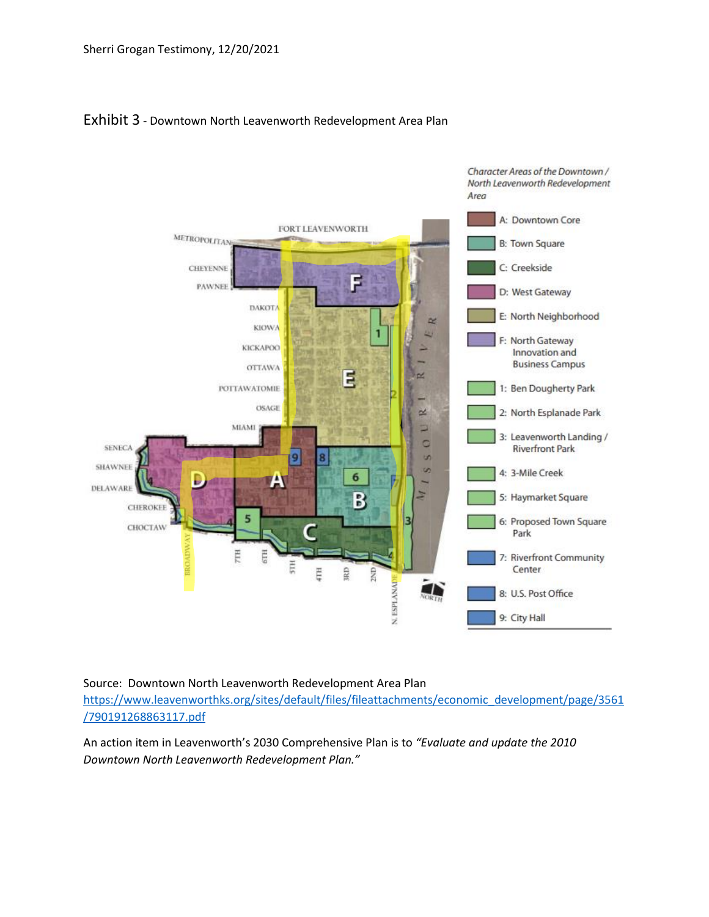Sherri Grogan Testimony, 12/20/2021

## Exhibit 3 - Downtown North Leavenworth Redevelopment Area Plan

*Character Areas of the Downtown / North Leavenworth Redevelopment Area*

- A: Downtown Core
- B: Town Square
- C: Creekside
- D: West Gateway
- E: North Neighborhood
- F: North Gateway Innovation and Business Campus
- 1: Ben Dougherty Park
- 2: North Esplanade Park
- 3: Leavenworth Landing / Riverfront Park
- 4: 3-Mile Creek
- 5: Haymarket Square
- 6: Proposed Town Square Park
- 7: Riverfront Community Center
- 8: U.S. Post Office
- 9: City Hall

Source: Downtown North Leavenworth Redevelopment Area Plan
[https://www.leavenworthks.org/sites/default/files/fileattachments/economic_development/page/3561/790191268863117.pdf](https://www.leavenworthks.org/sites/default/files/fileattachments/economic_development/page/3561/790191268863117.pdf)

An action item in Leavenworth's 2030 Comprehensive Plan is to *"Evaluate and update the 2010 Downtown North Leavenworth Redevelopment Plan."*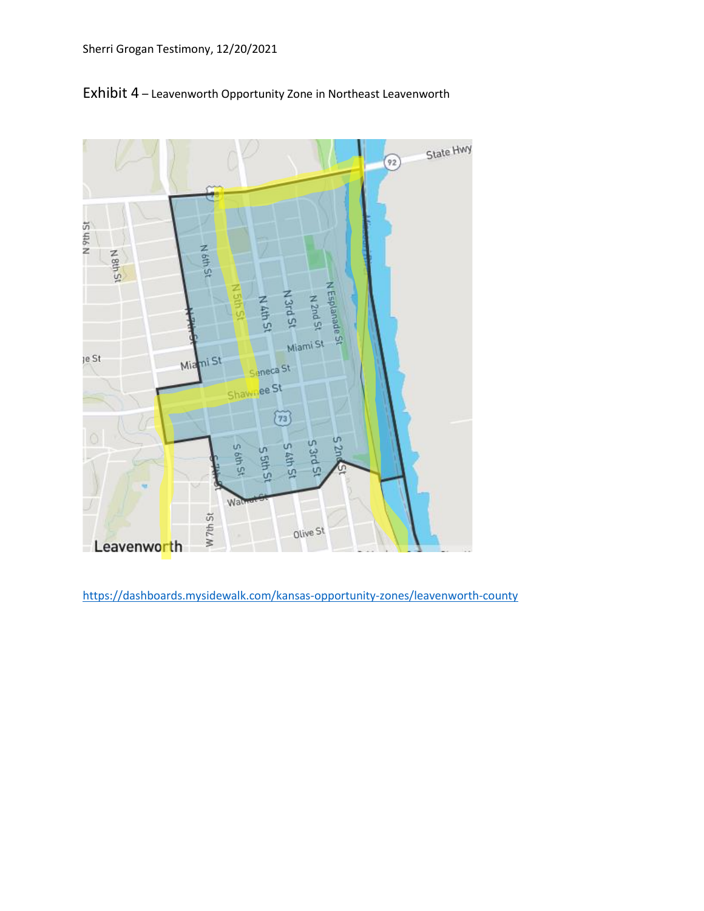Sherri Grogan Testimony, 12/20/2021

Exhibit 4 – Leavenworth Opportunity Zone in Northeast Leavenworth

https://dashboards.mysidewalk.com/kansas-opportunity-zones/leavenworth-county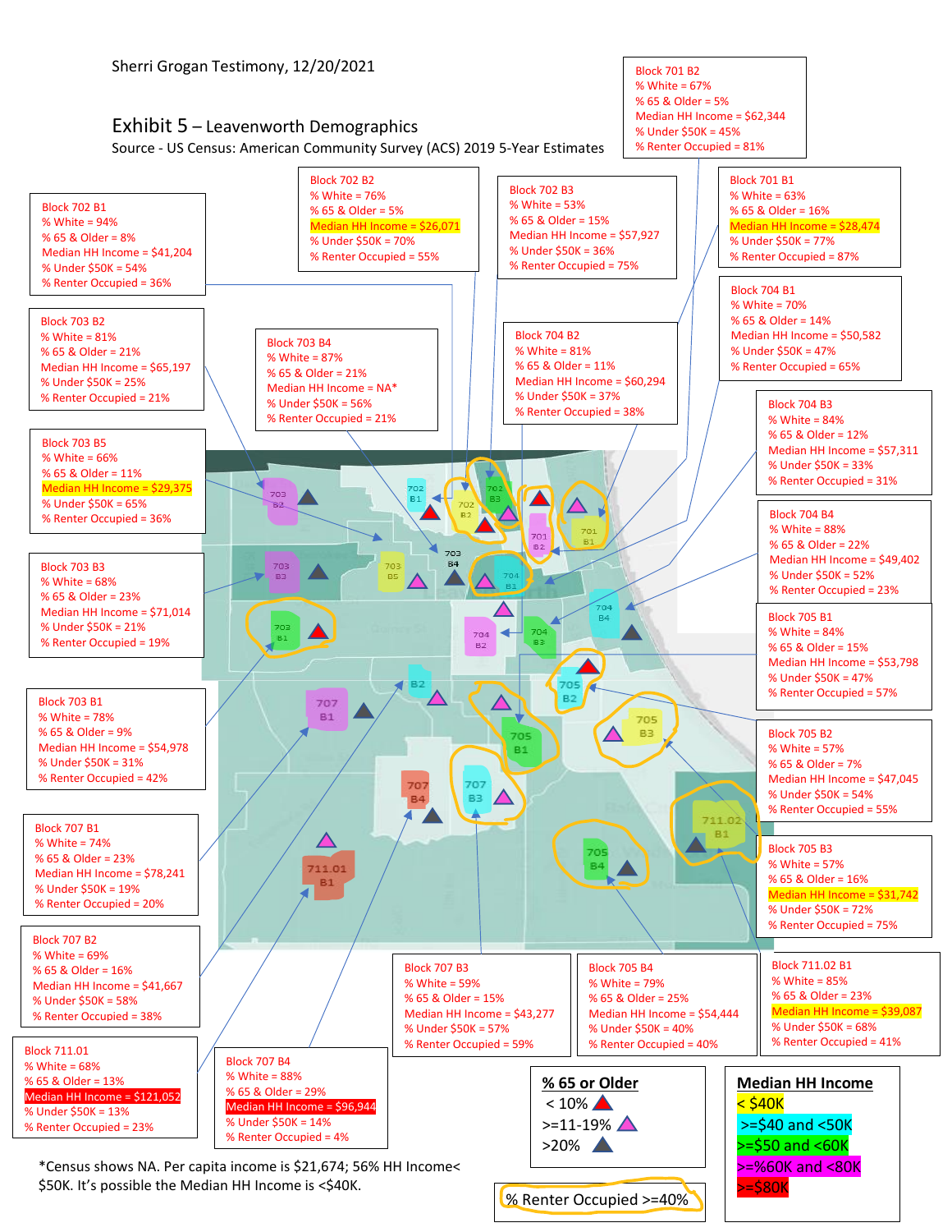Sherri Grogan Testimony, 12/20/2021

## Exhibit 5 – Leavenworth Demographics

Source - US Census: American Community Survey (ACS) 2019 5-Year Estimates

**Block 701 B2**
- % White = 67%
- % 65 & Older = 5%
- Median HH Income = $62,344
- % Under $50K = 45%
- % Renter Occupied = 81%

**Block 702 B2**
- % White = 76%
- % 65 & Older = 5%
- Median HH Income = $26,071
- % Under $50K = 70%
- % Renter Occupied = 55%

**Block 702 B3**
- % White = 53%
- % 65 & Older = 15%
- Median HH Income = $57,927
- % Under $50K = 36%
- % Renter Occupied = 75%

**Block 701 B1**
- % White = 63%
- % 65 & Older = 16%
- Median HH Income = $28,474
- % Under $50K = 77%
- % Renter Occupied = 87%

**Block 702 B1**
- % White = 94%
- % 65 & Older = 8%
- Median HH Income = $41,204
- % Under $50K = 54%
- % Renter Occupied = 36%

**Block 704 B1**
- % White = 70%
- % 65 & Older = 14%
- Median HH Income = $50,582
- % Under $50K = 47%
- % Renter Occupied = 65%

**Block 703 B2**
- % White = 81%
- % 65 & Older = 21%
- Median HH Income = $65,197
- % Under $50K = 25%
- % Renter Occupied = 21%

**Block 703 B4**
- % White = 87%
- % 65 & Older = 21%
- Median HH Income = NA*
- % Under $50K = 56%
- % Renter Occupied = 21%

**Block 704 B2**
- % White = 81%
- % 65 & Older = 11%
- Median HH Income = $60,294
- % Under $50K = 37%
- % Renter Occupied = 38%

**Block 704 B3**
- % White = 84%
- % 65 & Older = 12%
- Median HH Income = $57,311
- % Under $50K = 33%
- % Renter Occupied = 31%

**Block 703 B5**
- % White = 66%
- % 65 & Older = 11%
- Median HH Income = $29,375
- % Under $50K = 65%
- % Renter Occupied = 36%

**Block 704 B4**
- % White = 88%
- % 65 & Older = 22%
- Median HH Income = $49,402
- % Under $50K = 52%
- % Renter Occupied = 23%

**Block 703 B3**
- % White = 68%
- % 65 & Older = 23%
- Median HH Income = $71,014
- % Under $50K = 21%
- % Renter Occupied = 19%

**Block 705 B1**
- % White = 84%
- % 65 & Older = 15%
- Median HH Income = $53,798
- % Under $50K = 47%
- % Renter Occupied = 57%

**Block 703 B1**
- % White = 78%
- % 65 & Older = 9%
- Median HH Income = $54,978
- % Under $50K = 31%
- % Renter Occupied = 42%

**Block 705 B2**
- % White = 57%
- % 65 & Older = 7%
- Median HH Income = $47,045
- % Under $50K = 54%
- % Renter Occupied = 55%

**Block 707 B1**
- % White = 74%
- % 65 & Older = 23%
- Median HH Income = $78,241
- % Under $50K = 19%
- % Renter Occupied = 20%

**Block 705 B3**
- % White = 57%
- % 65 & Older = 16%
- Median HH Income = $31,742
- % Under $50K = 72%
- % Renter Occupied = 75%

**Block 707 B2**
- % White = 69%
- % 65 & Older = 16%
- Median HH Income = $41,667
- % Under $50K = 58%
- % Renter Occupied = 38%

**Block 707 B3**
- % White = 59%
- % 65 & Older = 15%
- Median HH Income = $43,277
- % Under $50K = 57%
- % Renter Occupied = 59%

**Block 705 B4**
- % White = 79%
- % 65 & Older = 25%
- Median HH Income = $54,444
- % Under $50K = 40%
- % Renter Occupied = 40%

**Block 711.02 B1**
- % White = 85%
- % 65 & Older = 23%
- Median HH Income = $39,087
- % Under $50K = 68%
- % Renter Occupied = 41%

**Block 711.01**
- % White = 68%
- % 65 & Older = 13%
- Median HH Income = $121,052
- % Under $50K = 13%
- % Renter Occupied = 23%

**Block 707 B4**
- % White = 88%
- % 65 & Older = 29%
- Median HH Income = $96,944
- % Under $50K = 14%
- % Renter Occupied = 4%

703 B2, 702 B1, 702 B2, 702 B3, 701 B2, 701 B1, 703 B3, 703 B5, 703 B4, 704 B1, 704 B4, 703 B1, 704 B2, 704 B3, B2, 705 B2, 707 B1, 705 B1, 705 B3, 707 B4, 707 B3, 711.02 B1, 711.01 B1, 705 B4

**% 65 or Older**
- < 10%
- >=11-19%
- >20%

**Median HH Income**
- < $40K
- >=$40 and <50K
- >=$50 and <60K
- >=%60K and <80K
- >=$80K

% Renter Occupied >=40%

*Census shows NA. Per capita income is $21,674; 56% HH Income< $50K. It's possible the Median HH Income is <$40K.